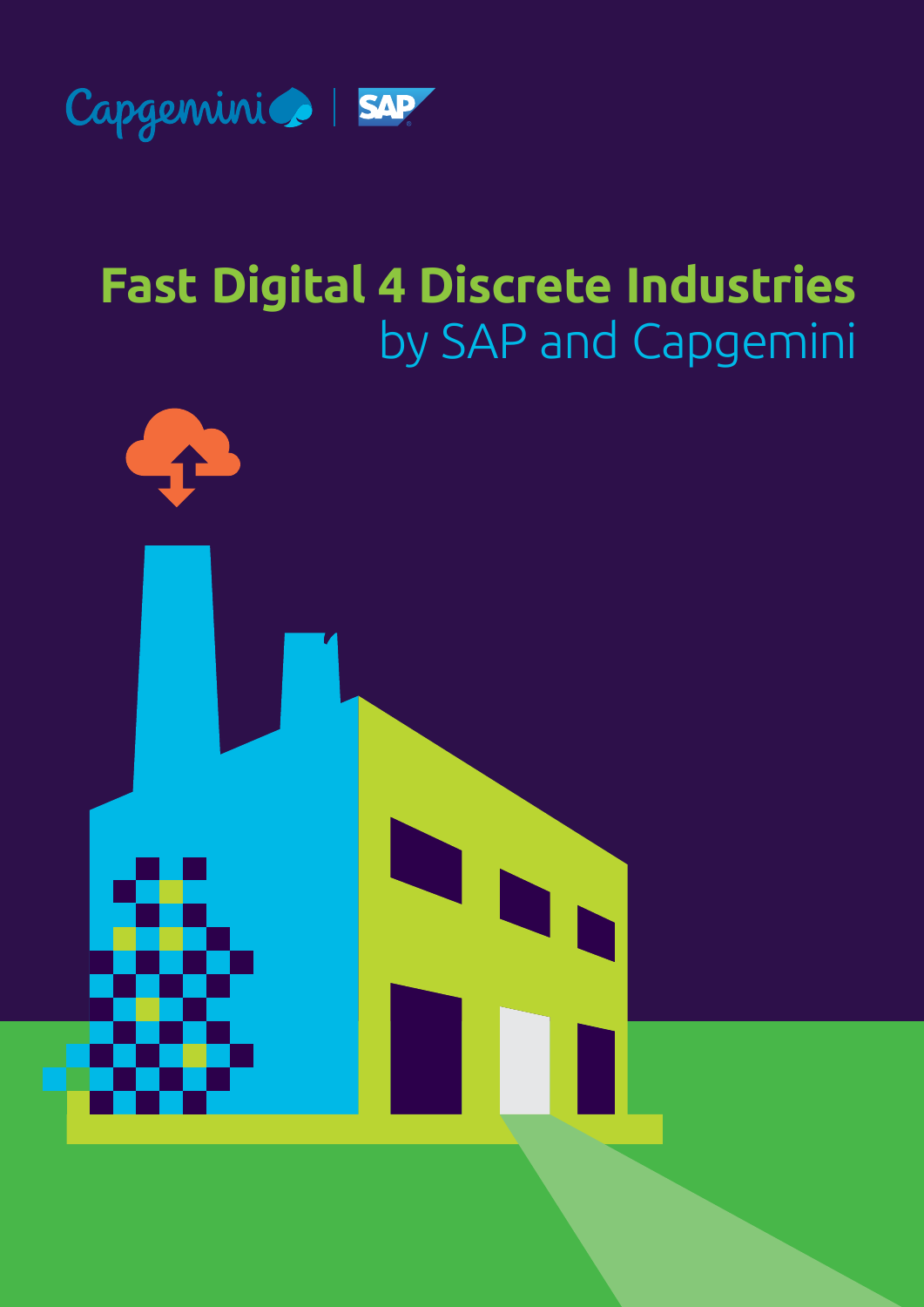Capgemini | SAP

# Fast Digital 4 Discrete Industries

by SAP and Capgemini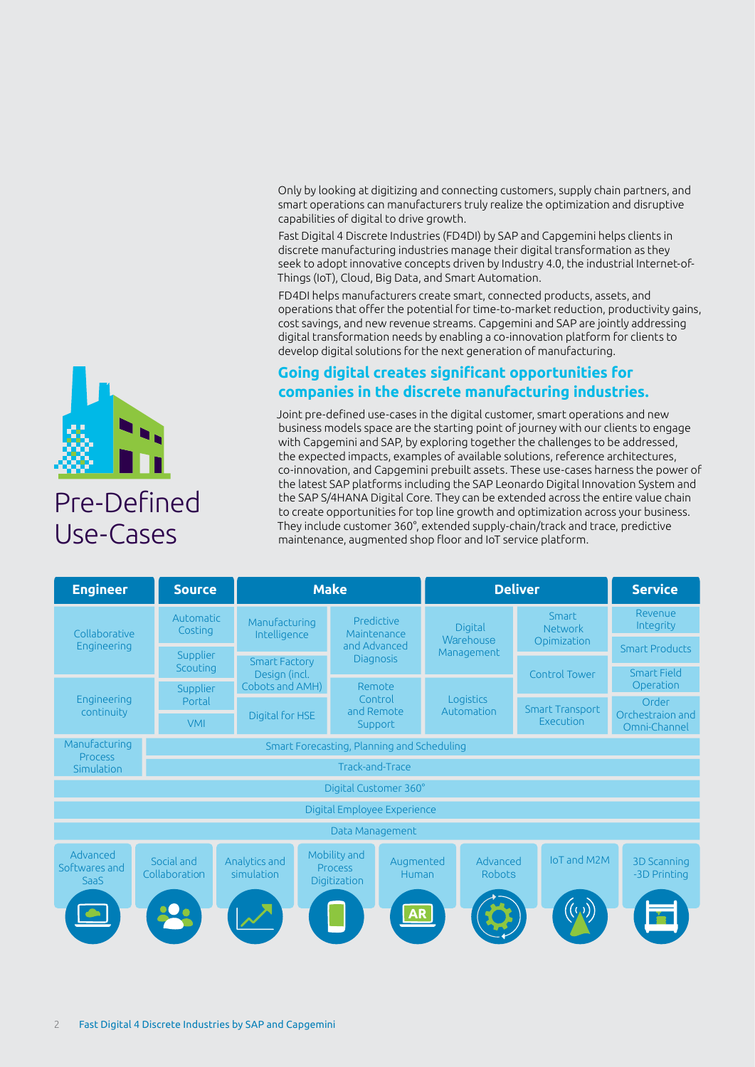Only by looking at digitizing and connecting customers, supply chain partners, and smart operations can manufacturers truly realize the optimization and disruptive capabilities of digital to drive growth.

Fast Digital 4 Discrete Industries (FD4DI) by SAP and Capgemini helps clients in discrete manufacturing industries manage their digital transformation as they seek to adopt innovative concepts driven by Industry 4.0, the industrial Internet-of-Things (IoT), Cloud, Big Data, and Smart Automation.

FD4DI helps manufacturers create smart, connected products, assets, and operations that offer the potential for time-to-market reduction, productivity gains, cost savings, and new revenue streams. Capgemini and SAP are jointly addressing digital transformation needs by enabling a co-innovation platform for clients to develop digital solutions for the next generation of manufacturing.

# Pre-Defined Use-Cases

## Going digital creates significant opportunities for companies in the discrete manufacturing industries.

Joint pre-defined use-cases in the digital customer, smart operations and new business models space are the starting point of journey with our clients to engage with Capgemini and SAP, by exploring together the challenges to be addressed, the expected impacts, examples of available solutions, reference architectures, co-innovation, and Capgemini prebuilt assets. These use-cases harness the power of the latest SAP platforms including the SAP Leonardo Digital Innovation System and the SAP S/4HANA Digital Core. They can be extended across the entire value chain to create opportunities for top line growth and optimization across your business. They include customer 360°, extended supply-chain/track and trace, predictive maintenance, augmented shop floor and IoT service platform.

| Engineer | Source | Make | | Deliver | | Service |
|---|---|---|---|---|---|---|
| Collaborative Engineering | Automatic Costing | Manufacturing Intelligence | Predictive Maintenance and Advanced Diagnosis | Digital Warehouse Management | Smart Network Opimization | Revenue Integrity |
| | Supplier Scouting | Smart Factory Design (incl. Cobots and AMH) | | | Control Tower | Smart Products |
| Engineering continuity | Supplier Portal | | Remote Control and Remote Support | Logistics Automation | | Smart Field Operation |
| | VMI | Digital for HSE | | | Smart Transport Execution | Order Orchestraion and Omni-Channel |
| Manufacturing Process Simulation | Smart Forecasting, Planning and Scheduling | | | | | |
| | Track-and-Trace | | | | | |
| Digital Customer 360° | | | | | | |
| Digital Employee Experience | | | | | | |
| Data Management | | | | | | |

| Advanced Softwares and SaaS | Social and Collaboration | Analytics and simulation | Mobility and Process Digitization | Augmented Human | Advanced Robots | IoT and M2M | 3D Scanning -3D Printing |
|---|---|---|---|---|---|---|---|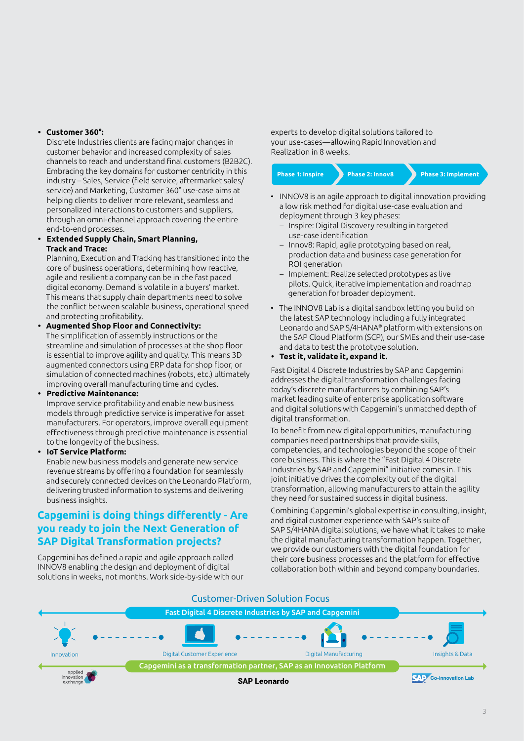- **Customer 360°:**
  Discrete Industries clients are facing major changes in customer behavior and increased complexity of sales channels to reach and understand final customers (B2B2C). Embracing the key domains for customer centricity in this industry – Sales, Service (field service, aftermarket sales/service) and Marketing, Customer 360° use-case aims at helping clients to deliver more relevant, seamless and personalized interactions to customers and suppliers, through an omni-channel approach covering the entire end-to-end processes.
- **Extended Supply Chain, Smart Planning, Track and Trace:**
  Planning, Execution and Tracking has transitioned into the core of business operations, determining how reactive, agile and resilient a company can be in the fast paced digital economy. Demand is volatile in a buyers' market. This means that supply chain departments need to solve the conflict between scalable business, operational speed and protecting profitability.
- **Augmented Shop Floor and Connectivity:**
  The simplification of assembly instructions or the streamline and simulation of processes at the shop floor is essential to improve agility and quality. This means 3D augmented connectors using ERP data for shop floor, or simulation of connected machines (robots, etc.) ultimately improving overall manufacturing time and cycles.
- **Predictive Maintenance:**
  Improve service profitability and enable new business models through predictive service is imperative for asset manufacturers. For operators, improve overall equipment effectiveness through predictive maintenance is essential to the longevity of the business.
- **IoT Service Platform:**
  Enable new business models and generate new service revenue streams by offering a foundation for seamlessly and securely connected devices on the Leonardo Platform, delivering trusted information to systems and delivering business insights.

## Capgemini is doing things differently - Are you ready to join the Next Generation of SAP Digital Transformation projects?

Capgemini has defined a rapid and agile approach called INNOV8 enabling the design and deployment of digital solutions in weeks, not months. Work side-by-side with our experts to develop digital solutions tailored to your use-cases—allowing Rapid Innovation and Realization in 8 weeks.

**Phase 1: Inspire** → **Phase 2: Innov8** → **Phase 3: Implement**

- INNOV8 is an agile approach to digital innovation providing a low risk method for digital use-case evaluation and deployment through 3 key phases:
  - Inspire: Digital Discovery resulting in targeted use-case identification
  - Innov8: Rapid, agile prototyping based on real, production data and business case generation for ROI generation
  - Implement: Realize selected prototypes as live pilots. Quick, iterative implementation and roadmap generation for broader deployment.
- The INNOV8 Lab is a digital sandbox letting you build on the latest SAP technology including a fully integrated Leonardo and SAP S/4HANA® platform with extensions on the SAP Cloud Platform (SCP), our SMEs and their use-case and data to test the prototype solution.
- **Test it, validate it, expand it.**

Fast Digital 4 Discrete Industries by SAP and Capgemini addresses the digital transformation challenges facing today's discrete manufacturers by combining SAP's market leading suite of enterprise application software and digital solutions with Capgemini's unmatched depth of digital transformation.

To benefit from new digital opportunities, manufacturing companies need partnerships that provide skills, competencies, and technologies beyond the scope of their core business. This is where the "Fast Digital 4 Discrete Industries by SAP and Capgemini" initiative comes in. This joint initiative drives the complexity out of the digital transformation, allowing manufacturers to attain the agility they need for sustained success in digital business.

Combining Capgemini's global expertise in consulting, insight, and digital customer experience with SAP's suite of SAP S/4HANA digital solutions, we have what it takes to make the digital manufacturing transformation happen. Together, we provide our customers with the digital foundation for their core business processes and the platform for effective collaboration both within and beyond company boundaries.

### Customer-Driven Solution Focus

**Fast Digital 4 Discrete Industries by SAP and Capgemini**

Innovation → Digital Customer Experience → Digital Manufacturing → Insights & Data

**Capgemini as a transformation partner, SAP as an Innovation Platform**

applied innovation exchange | **SAP Leonardo** | SAP Co-innovation Lab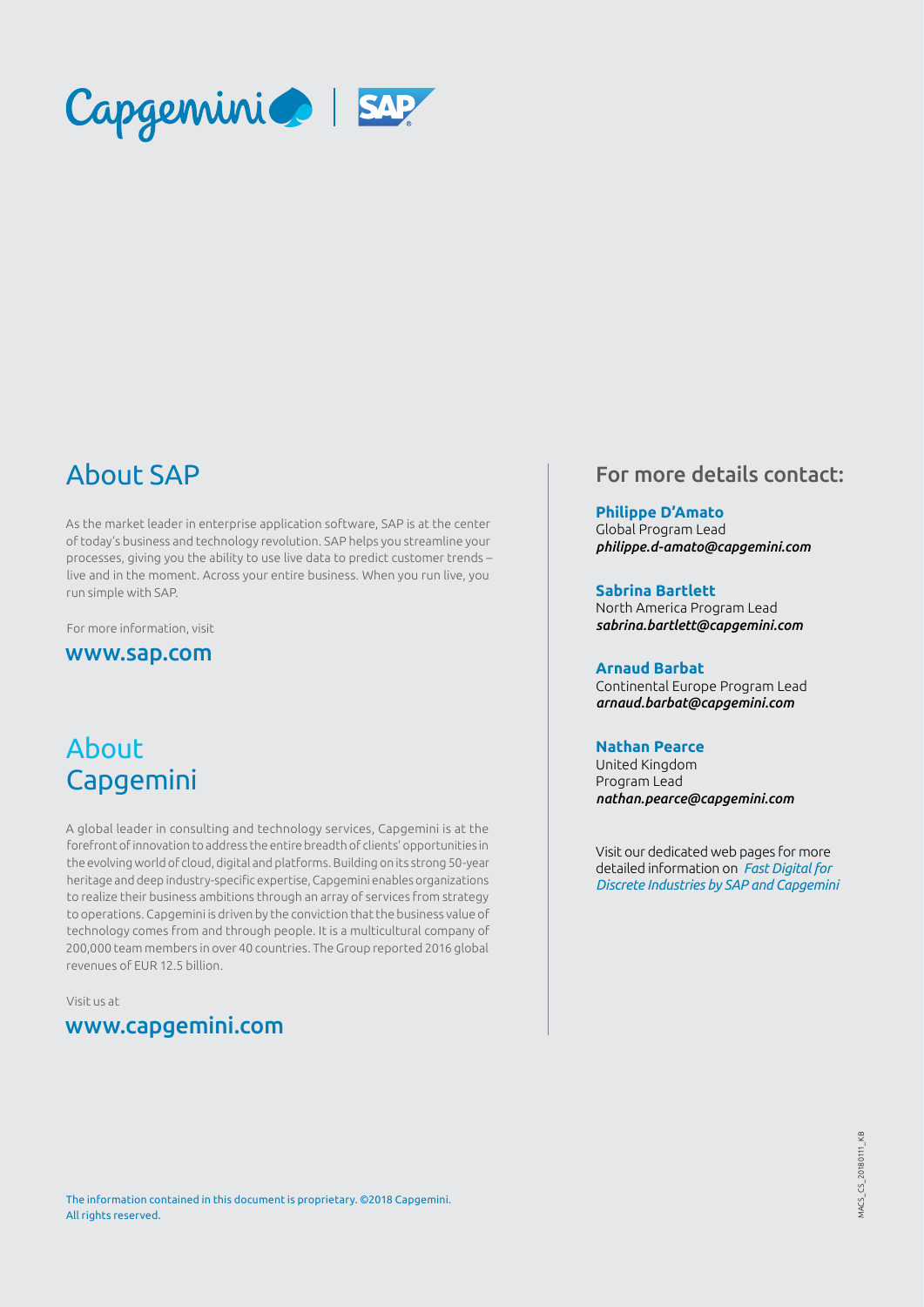## About SAP

As the market leader in enterprise application software, SAP is at the center of today's business and technology revolution. SAP helps you streamline your processes, giving you the ability to use live data to predict customer trends – live and in the moment. Across your entire business. When you run live, you run simple with SAP.

For more information, visit

**www.sap.com**

## About Capgemini

A global leader in consulting and technology services, Capgemini is at the forefront of innovation to address the entire breadth of clients' opportunities in the evolving world of cloud, digital and platforms. Building on its strong 50-year heritage and deep industry-specific expertise, Capgemini enables organizations to realize their business ambitions through an array of services from strategy to operations. Capgemini is driven by the conviction that the business value of technology comes from and through people. It is a multicultural company of 200,000 team members in over 40 countries. The Group reported 2016 global revenues of EUR 12.5 billion.

Visit us at

**www.capgemini.com**

## For more details contact:

**Philippe D'Amato**
Global Program Lead
*philippe.d-amato@capgemini.com*

**Sabrina Bartlett**
North America Program Lead
*sabrina.bartlett@capgemini.com*

**Arnaud Barbat**
Continental Europe Program Lead
*arnaud.barbat@capgemini.com*

**Nathan Pearce**
United Kingdom
Program Lead
*nathan.pearce@capgemini.com*

Visit our dedicated web pages for more detailed information on *Fast Digital for Discrete Industries by SAP and Capgemini*

MACS_CS_20180111_KB

The information contained in this document is proprietary. ©2018 Capgemini. All rights reserved.